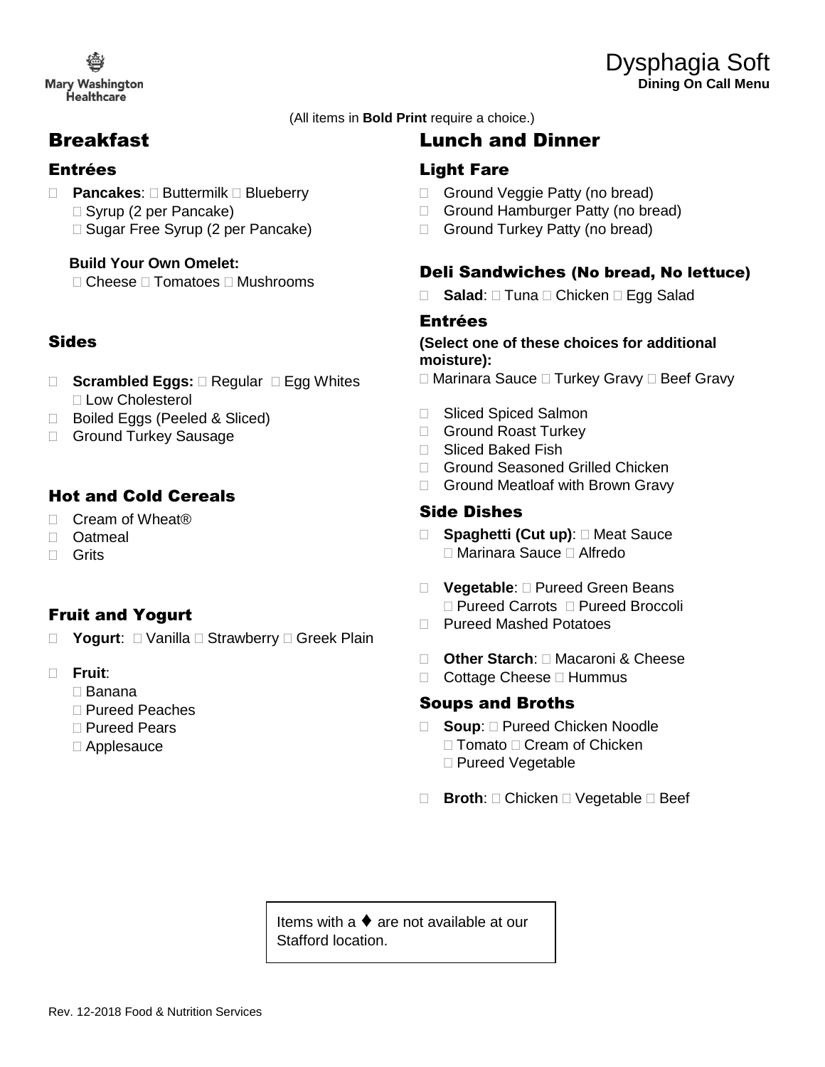Mary Washington Healthcare

# Dysphagia Soft

**Dining On Call Menu**

(All items in **Bold Print** require a choice.)

## Breakfast

### Entrées

-  **Pancakes**:  Buttermilk  Blueberry
   Syrup (2 per Pancake)
   Sugar Free Syrup (2 per Pancake)

**Build Your Own Omelet:**
 Cheese  Tomatoes  Mushrooms

### Sides

-  **Scrambled Eggs:**  Regular  Egg Whites
   Low Cholesterol
-  Boiled Eggs (Peeled & Sliced)
-  Ground Turkey Sausage

### Hot and Cold Cereals

-  Cream of Wheat®
-  Oatmeal
-  Grits

### Fruit and Yogurt

-  **Yogurt**:  Vanilla  Strawberry  Greek Plain
-  **Fruit**:
   Banana
   Pureed Peaches
   Pureed Pears
   Applesauce

## Lunch and Dinner

### Light Fare

-  Ground Veggie Patty (no bread)
-  Ground Hamburger Patty (no bread)
-  Ground Turkey Patty (no bread)

### Deli Sandwiches (No bread, No lettuce)

-  **Salad**:  Tuna  Chicken  Egg Salad

### Entrées

**(Select one of these choices for additional moisture):**
 Marinara Sauce  Turkey Gravy  Beef Gravy

-  Sliced Spiced Salmon
-  Ground Roast Turkey
-  Sliced Baked Fish
-  Ground Seasoned Grilled Chicken
-  Ground Meatloaf with Brown Gravy

### Side Dishes

-  **Spaghetti (Cut up)**:  Meat Sauce
   Marinara Sauce  Alfredo
-  **Vegetable**:  Pureed Green Beans
   Pureed Carrots  Pureed Broccoli
-  Pureed Mashed Potatoes
-  **Other Starch**:  Macaroni & Cheese
-  Cottage Cheese  Hummus

### Soups and Broths

-  **Soup**:  Pureed Chicken Noodle
   Tomato  Cream of Chicken
   Pureed Vegetable
-  **Broth**:  Chicken  Vegetable  Beef

Items with a ♦ are not available at our Stafford location.

Rev. 12-2018 Food & Nutrition Services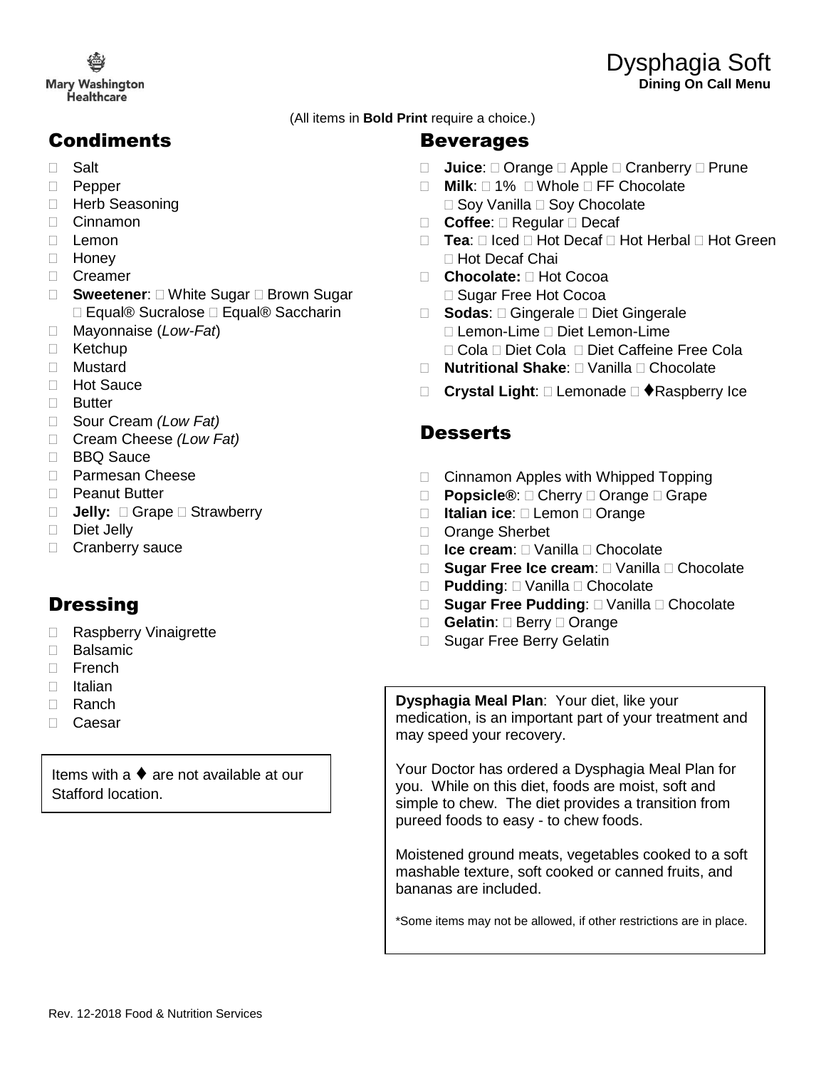Mary Washington Healthcare

# Dysphagia Soft

**Dining On Call Menu**

(All items in **Bold Print** require a choice.)

## Condiments

- Salt
- Pepper
- Herb Seasoning
- Cinnamon
- Lemon
- Honey
- Creamer
- **Sweetener**: White Sugar / Brown Sugar / Equal® Sucralose / Equal® Saccharin
- Mayonnaise (*Low-Fat*)
- Ketchup
- Mustard
- Hot Sauce
- Butter
- Sour Cream *(Low Fat)*
- Cream Cheese *(Low Fat)*
- BBQ Sauce
- Parmesan Cheese
- Peanut Butter
- **Jelly:** Grape / Strawberry
- Diet Jelly
- Cranberry sauce

## Dressing

- Raspberry Vinaigrette
- Balsamic
- French
- Italian
- Ranch
- Caesar

Items with a ♦ are not available at our Stafford location.

## Beverages

- **Juice**: Orange / Apple / Cranberry / Prune
- **Milk**: 1% / Whole / FF Chocolate / Soy Vanilla / Soy Chocolate
- **Coffee**: Regular / Decaf
- **Tea**: Iced / Hot Decaf / Hot Herbal / Hot Green / Hot Decaf Chai
- **Chocolate:** Hot Cocoa / Sugar Free Hot Cocoa
- **Sodas**: Gingerale / Diet Gingerale / Lemon-Lime / Diet Lemon-Lime / Cola / Diet Cola / Diet Caffeine Free Cola
- **Nutritional Shake**: Vanilla / Chocolate
- **Crystal Light**: Lemonade / ♦Raspberry Ice

## Desserts

- Cinnamon Apples with Whipped Topping
- **Popsicle®**: Cherry / Orange / Grape
- **Italian ice**: Lemon / Orange
- Orange Sherbet
- **Ice cream**: Vanilla / Chocolate
- **Sugar Free Ice cream**: Vanilla / Chocolate
- **Pudding**: Vanilla / Chocolate
- **Sugar Free Pudding**: Vanilla / Chocolate
- **Gelatin**: Berry / Orange
- Sugar Free Berry Gelatin

**Dysphagia Meal Plan**: Your diet, like your medication, is an important part of your treatment and may speed your recovery.

Your Doctor has ordered a Dysphagia Meal Plan for you. While on this diet, foods are moist, soft and simple to chew. The diet provides a transition from pureed foods to easy - to chew foods.

Moistened ground meats, vegetables cooked to a soft mashable texture, soft cooked or canned fruits, and bananas are included.

*Some items may not be allowed, if other restrictions are in place.

Rev. 12-2018 Food & Nutrition Services